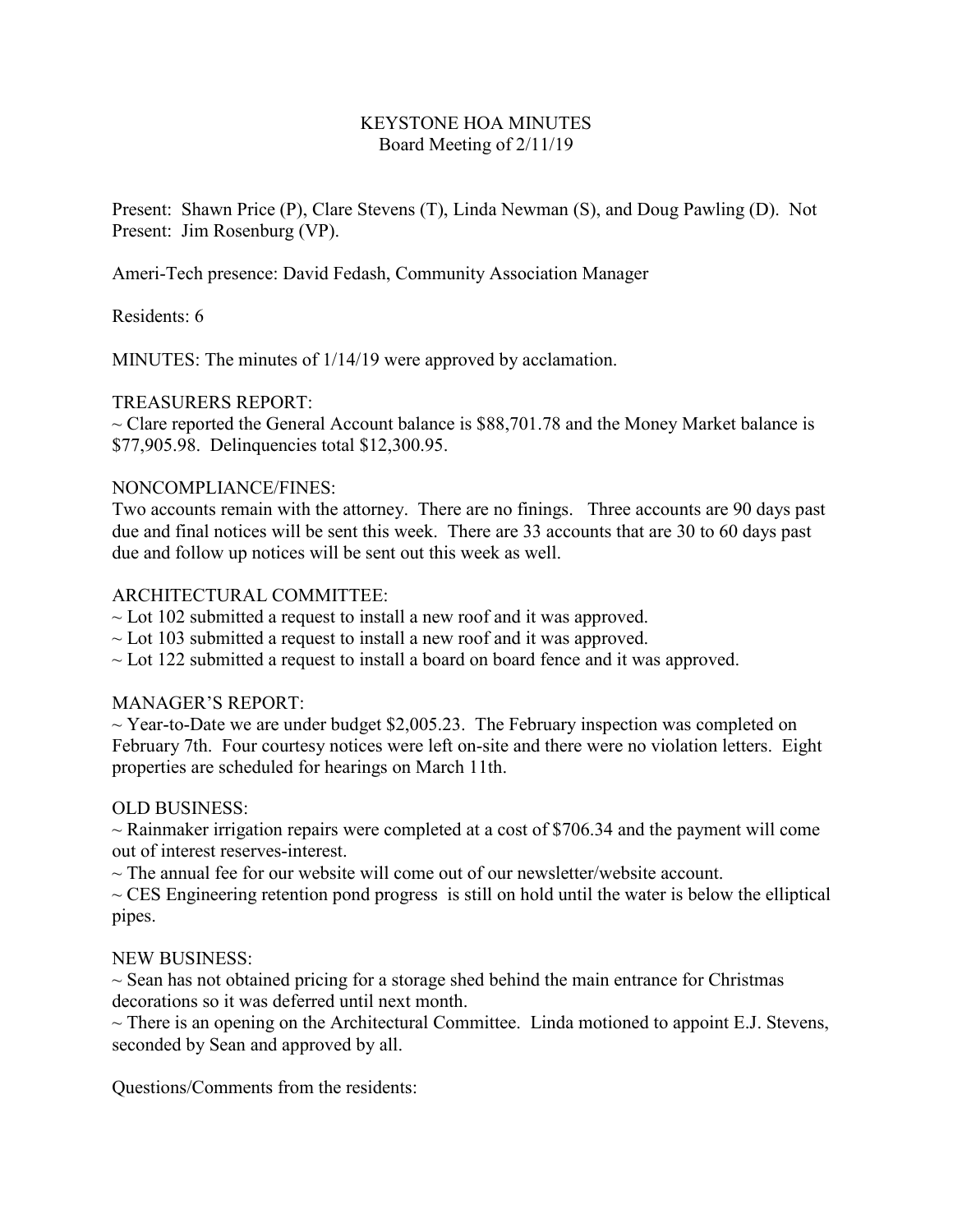# KEYSTONE HOA MINUTES
## Board Meeting of 2/11/19

Present: Shawn Price (P), Clare Stevens (T), Linda Newman (S), and Doug Pawling (D). Not Present: Jim Rosenburg (VP).

Ameri-Tech presence: David Fedash, Community Association Manager

Residents: 6

MINUTES: The minutes of 1/14/19 were approved by acclamation.

TREASURERS REPORT:
~ Clare reported the General Account balance is $88,701.78 and the Money Market balance is $77,905.98. Delinquencies total $12,300.95.

NONCOMPLIANCE/FINES:
Two accounts remain with the attorney. There are no finings. Three accounts are 90 days past due and final notices will be sent this week. There are 33 accounts that are 30 to 60 days past due and follow up notices will be sent out this week as well.

ARCHITECTURAL COMMITTEE:
~ Lot 102 submitted a request to install a new roof and it was approved.
~ Lot 103 submitted a request to install a new roof and it was approved.
~ Lot 122 submitted a request to install a board on board fence and it was approved.

MANAGER'S REPORT:
~ Year-to-Date we are under budget $2,005.23. The February inspection was completed on February 7th. Four courtesy notices were left on-site and there were no violation letters. Eight properties are scheduled for hearings on March 11th.

OLD BUSINESS:
~ Rainmaker irrigation repairs were completed at a cost of $706.34 and the payment will come out of interest reserves-interest.
~ The annual fee for our website will come out of our newsletter/website account.
~ CES Engineering retention pond progress is still on hold until the water is below the elliptical pipes.

NEW BUSINESS:
~ Sean has not obtained pricing for a storage shed behind the main entrance for Christmas decorations so it was deferred until next month.
~ There is an opening on the Architectural Committee. Linda motioned to appoint E.J. Stevens, seconded by Sean and approved by all.

Questions/Comments from the residents: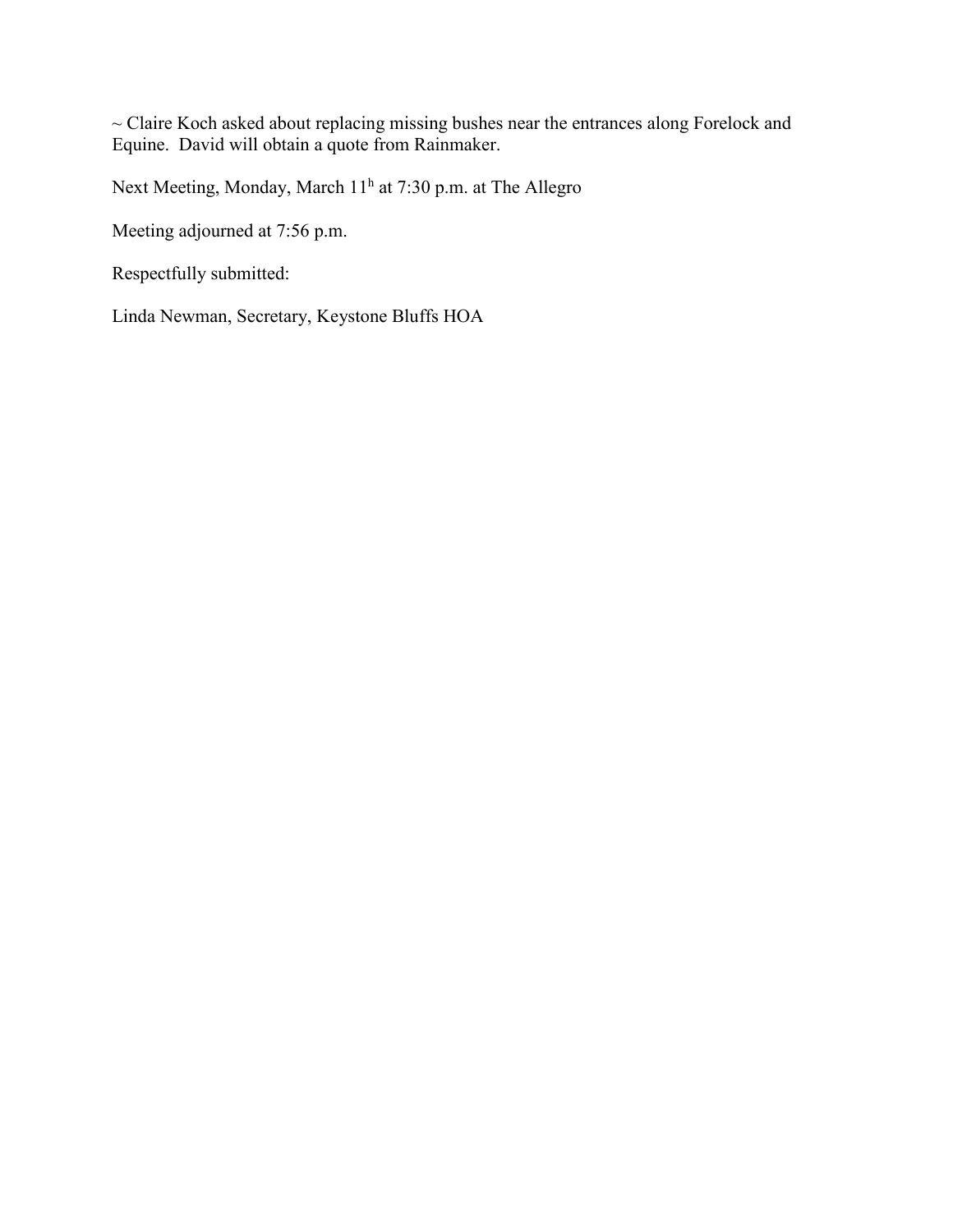~ Claire Koch asked about replacing missing bushes near the entrances along Forelock and Equine. David will obtain a quote from Rainmaker.

Next Meeting, Monday, March 11[h] at 7:30 p.m. at The Allegro

Meeting adjourned at 7:56 p.m.

Respectfully submitted:

Linda Newman, Secretary, Keystone Bluffs HOA